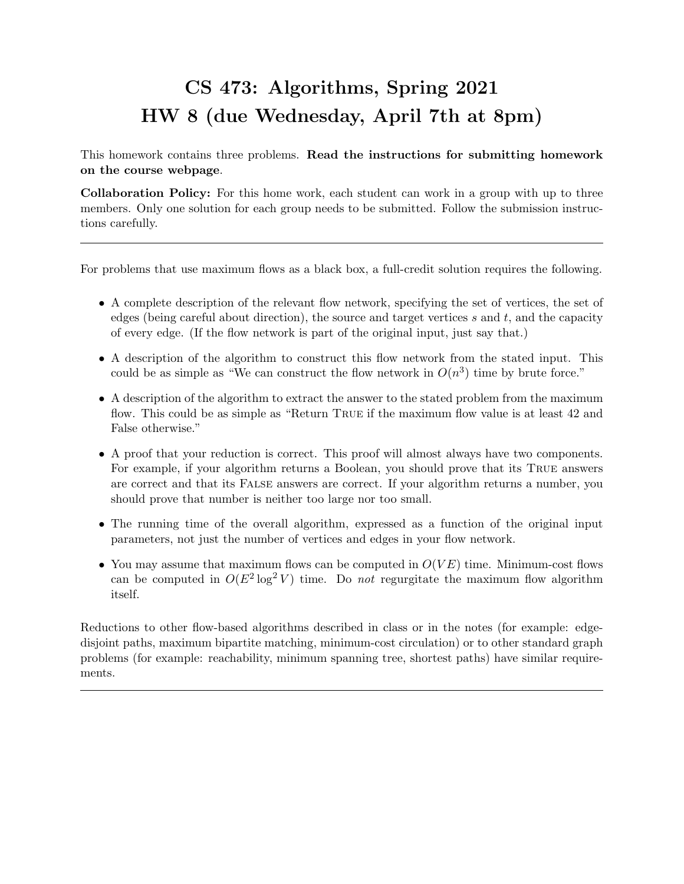# CS 473: Algorithms, Spring 2021
# HW 8 (due Wednesday, April 7th at 8pm)

This homework contains three problems. **Read the instructions for submitting homework on the course webpage**.

**Collaboration Policy:** For this home work, each student can work in a group with up to three members. Only one solution for each group needs to be submitted. Follow the submission instructions carefully.

---

For problems that use maximum flows as a black box, a full-credit solution requires the following.

- A complete description of the relevant flow network, specifying the set of vertices, the set of edges (being careful about direction), the source and target vertices $s$ and $t$, and the capacity of every edge. (If the flow network is part of the original input, just say that.)
- A description of the algorithm to construct this flow network from the stated input. This could be as simple as "We can construct the flow network in $O(n^3)$ time by brute force."
- A description of the algorithm to extract the answer to the stated problem from the maximum flow. This could be as simple as "Return TRUE if the maximum flow value is at least 42 and False otherwise."
- A proof that your reduction is correct. This proof will almost always have two components. For example, if your algorithm returns a Boolean, you should prove that its TRUE answers are correct and that its FALSE answers are correct. If your algorithm returns a number, you should prove that number is neither too large nor too small.
- The running time of the overall algorithm, expressed as a function of the original input parameters, not just the number of vertices and edges in your flow network.
- You may assume that maximum flows can be computed in $O(VE)$ time. Minimum-cost flows can be computed in $O(E^2 \log^2 V)$ time. Do *not* regurgitate the maximum flow algorithm itself.

Reductions to other flow-based algorithms described in class or in the notes (for example: edge-disjoint paths, maximum bipartite matching, minimum-cost circulation) or to other standard graph problems (for example: reachability, minimum spanning tree, shortest paths) have similar requirements.

---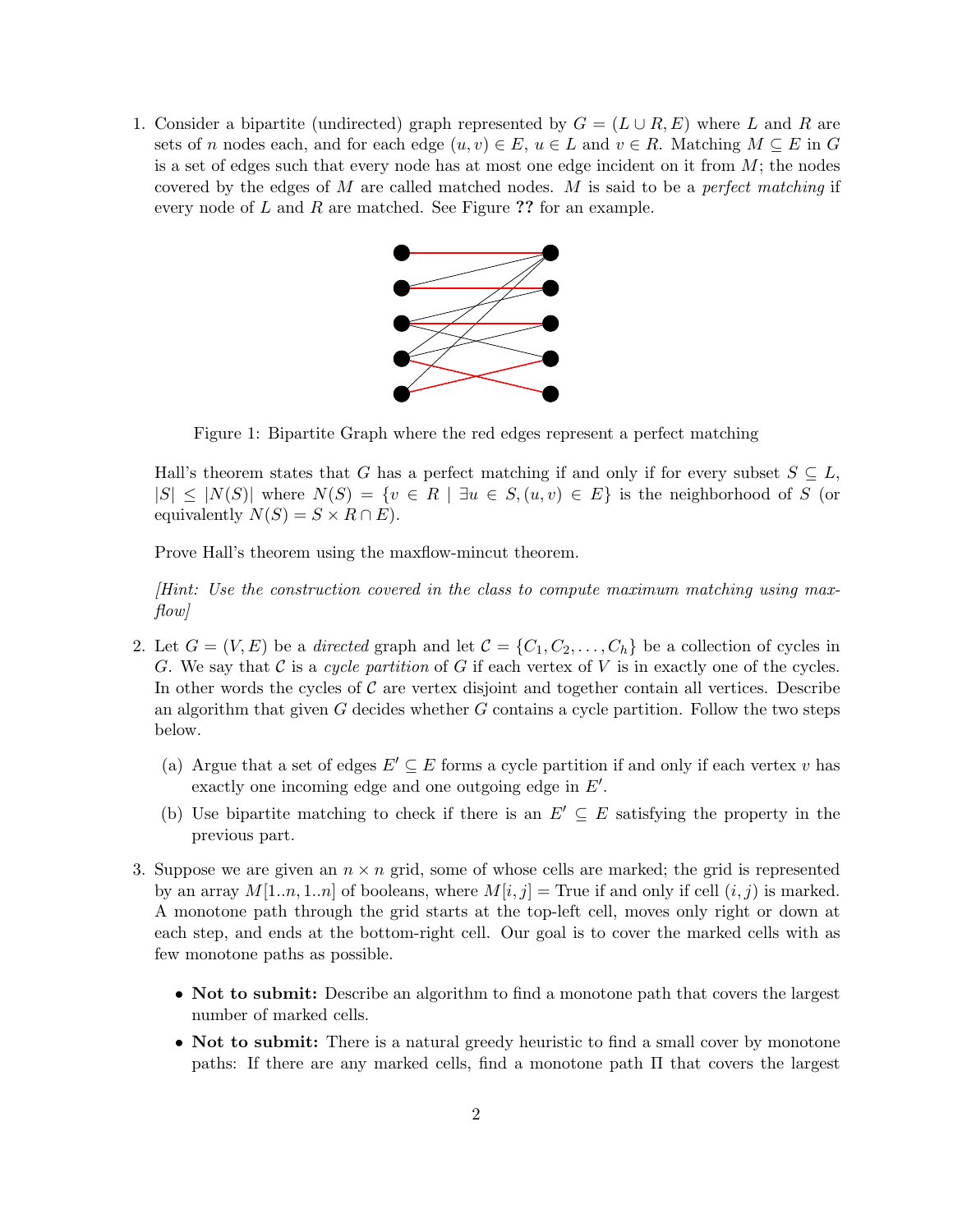1. Consider a bipartite (undirected) graph represented by $G = (L \cup R, E)$ where $L$ and $R$ are sets of $n$ nodes each, and for each edge $(u, v) \in E$, $u \in L$ and $v \in R$. Matching $M \subseteq E$ in $G$ is a set of edges such that every node has at most one edge incident on it from $M$; the nodes covered by the edges of $M$ are called matched nodes. $M$ is said to be a *perfect matching* if every node of $L$ and $R$ are matched. See Figure **??** for an example.

   Figure 1: Bipartite Graph where the red edges represent a perfect matching

   Hall's theorem states that $G$ has a perfect matching if and only if for every subset $S \subseteq L$, $|S| \leq |N(S)|$ where $N(S) = \{v \in R \mid \exists u \in S, (u, v) \in E\}$ is the neighborhood of $S$ (or equivalently $N(S) = S \times R \cap E$).

   Prove Hall's theorem using the maxflow-mincut theorem.

   *[Hint: Use the construction covered in the class to compute maximum matching using maxflow]*

2. Let $G = (V, E)$ be a *directed* graph and let $\mathcal{C} = \{C_1, C_2, \ldots, C_h\}$ be a collection of cycles in $G$. We say that $\mathcal{C}$ is a *cycle partition* of $G$ if each vertex of $V$ is in exactly one of the cycles. In other words the cycles of $\mathcal{C}$ are vertex disjoint and together contain all vertices. Describe an algorithm that given $G$ decides whether $G$ contains a cycle partition. Follow the two steps below.

   (a) Argue that a set of edges $E' \subseteq E$ forms a cycle partition if and only if each vertex $v$ has exactly one incoming edge and one outgoing edge in $E'$.

   (b) Use bipartite matching to check if there is an $E' \subseteq E$ satisfying the property in the previous part.

3. Suppose we are given an $n \times n$ grid, some of whose cells are marked; the grid is represented by an array $M[1..n, 1..n]$ of booleans, where $M[i, j] = \text{True}$ if and only if cell $(i, j)$ is marked. A monotone path through the grid starts at the top-left cell, moves only right or down at each step, and ends at the bottom-right cell. Our goal is to cover the marked cells with as few monotone paths as possible.

   - **Not to submit:** Describe an algorithm to find a monotone path that covers the largest number of marked cells.
   - **Not to submit:** There is a natural greedy heuristic to find a small cover by monotone paths: If there are any marked cells, find a monotone path $\Pi$ that covers the largest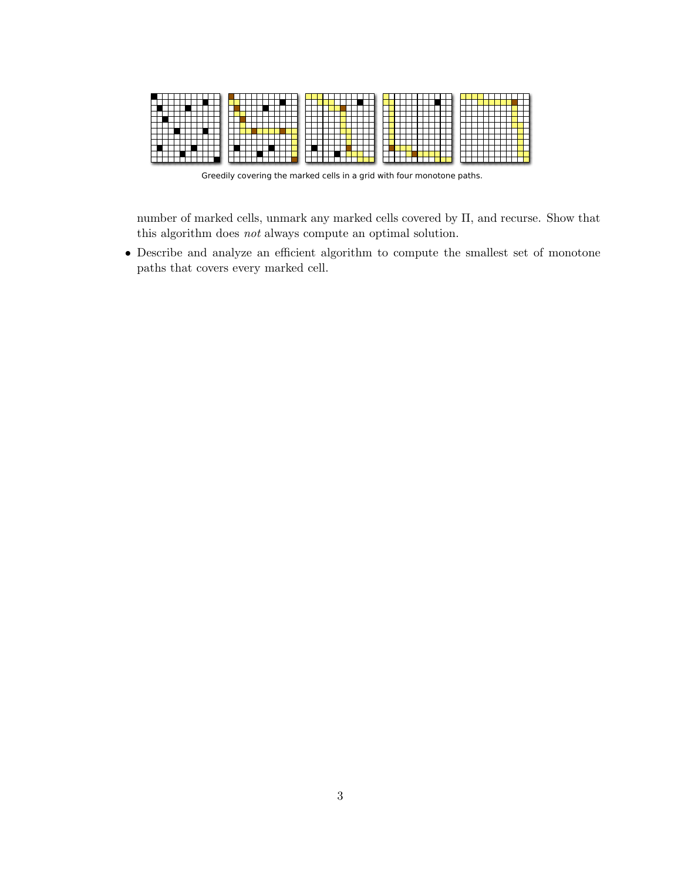Greedily covering the marked cells in a grid with four monotone paths.

number of marked cells, unmark any marked cells covered by $\Pi$, and recurse. Show that this algorithm does *not* always compute an optimal solution.

- Describe and analyze an efficient algorithm to compute the smallest set of monotone paths that covers every marked cell.